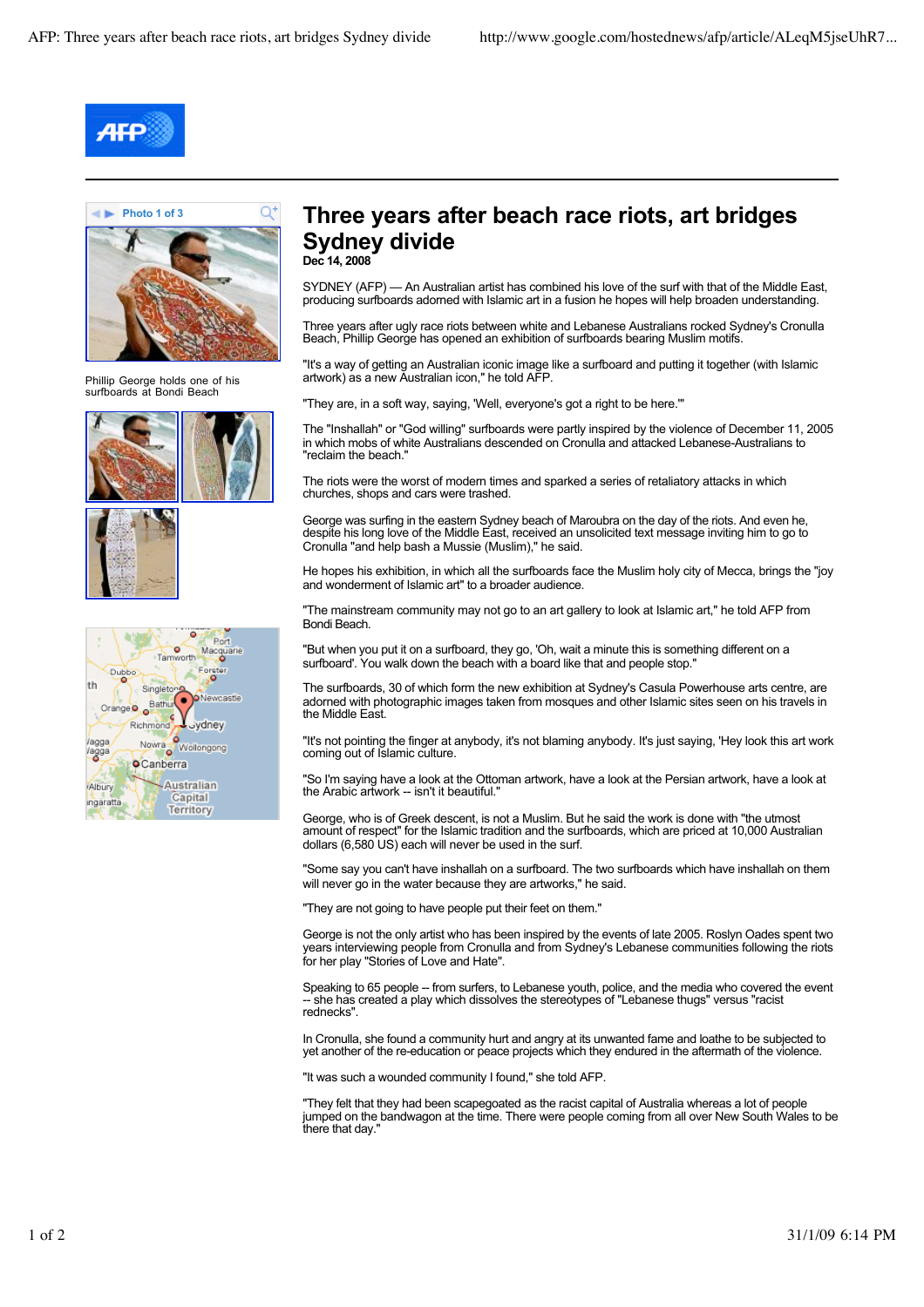# Three years after beach race riots, art bridges Sydney divide

**Dec 14, 2008**

Photo 1 of 3

Phillip George holds one of his surfboards at Bondi Beach

SYDNEY (AFP) — An Australian artist has combined his love of the surf with that of the Middle East, producing surfboards adorned with Islamic art in a fusion he hopes will help broaden understanding.

Three years after ugly race riots between white and Lebanese Australians rocked Sydney's Cronulla Beach, Phillip George has opened an exhibition of surfboards bearing Muslim motifs.

"It's a way of getting an Australian iconic image like a surfboard and putting it together (with Islamic artwork) as a new Australian icon," he told AFP.

"They are, in a soft way, saying, 'Well, everyone's got a right to be here.'"

The "Inshallah" or "God willing" surfboards were partly inspired by the violence of December 11, 2005 in which mobs of white Australians descended on Cronulla and attacked Lebanese-Australians to "reclaim the beach."

The riots were the worst of modern times and sparked a series of retaliatory attacks in which churches, shops and cars were trashed.

George was surfing in the eastern Sydney beach of Maroubra on the day of the riots. And even he, despite his long love of the Middle East, received an unsolicited text message inviting him to go to Cronulla "and help bash a Mussie (Muslim)," he said.

He hopes his exhibition, in which all the surfboards face the Muslim holy city of Mecca, brings the "joy and wonderment of Islamic art" to a broader audience.

"The mainstream community may not go to an art gallery to look at Islamic art," he told AFP from Bondi Beach.

"But when you put it on a surfboard, they go, 'Oh, wait a minute this is something different on a surfboard'. You walk down the beach with a board like that and people stop."

The surfboards, 30 of which form the new exhibition at Sydney's Casula Powerhouse arts centre, are adorned with photographic images taken from mosques and other Islamic sites seen on his travels in the Middle East.

"It's not pointing the finger at anybody, it's not blaming anybody. It's just saying, 'Hey look this art work coming out of Islamic culture.

"So I'm saying have a look at the Ottoman artwork, have a look at the Persian artwork, have a look at the Arabic artwork -- isn't it beautiful."

George, who is of Greek descent, is not a Muslim. But he said the work is done with "the utmost amount of respect" for the Islamic tradition and the surfboards, which are priced at 10,000 Australian dollars (6,580 US) each will never be used in the surf.

"Some say you can't have inshallah on a surfboard. The two surfboards which have inshallah on them will never go in the water because they are artworks," he said.

"They are not going to have people put their feet on them."

George is not the only artist who has been inspired by the events of late 2005. Roslyn Oades spent two years interviewing people from Cronulla and from Sydney's Lebanese communities following the riots for her play "Stories of Love and Hate".

Speaking to 65 people -- from surfers, to Lebanese youth, police, and the media who covered the event -- she has created a play which dissolves the stereotypes of "Lebanese thugs" versus "racist rednecks".

In Cronulla, she found a community hurt and angry at its unwanted fame and loathe to be subjected to yet another of the re-education or peace projects which they endured in the aftermath of the violence.

"It was such a wounded community I found," she told AFP.

"They felt that they had been scapegoated as the racist capital of Australia whereas a lot of people jumped on the bandwagon at the time. There were people coming from all over New South Wales to be there that day."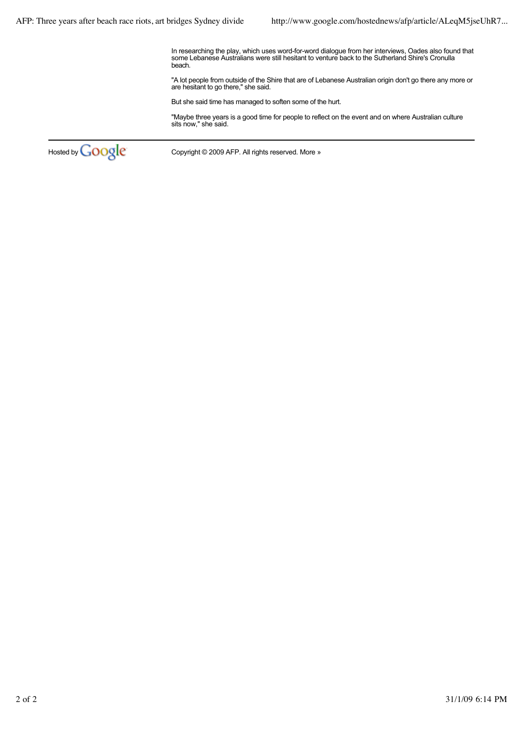In researching the play, which uses word-for-word dialogue from her interviews, Oades also found that some Lebanese Australians were still hesitant to venture back to the Sutherland Shire's Cronulla beach.

"A lot people from outside of the Shire that are of Lebanese Australian origin don't go there any more or are hesitant to go there," she said.

But she said time has managed to soften some of the hurt.

"Maybe three years is a good time for people to reflect on the event and on where Australian culture sits now," she said.

---

Hosted by Google

Copyright © 2009 AFP. All rights reserved. More »